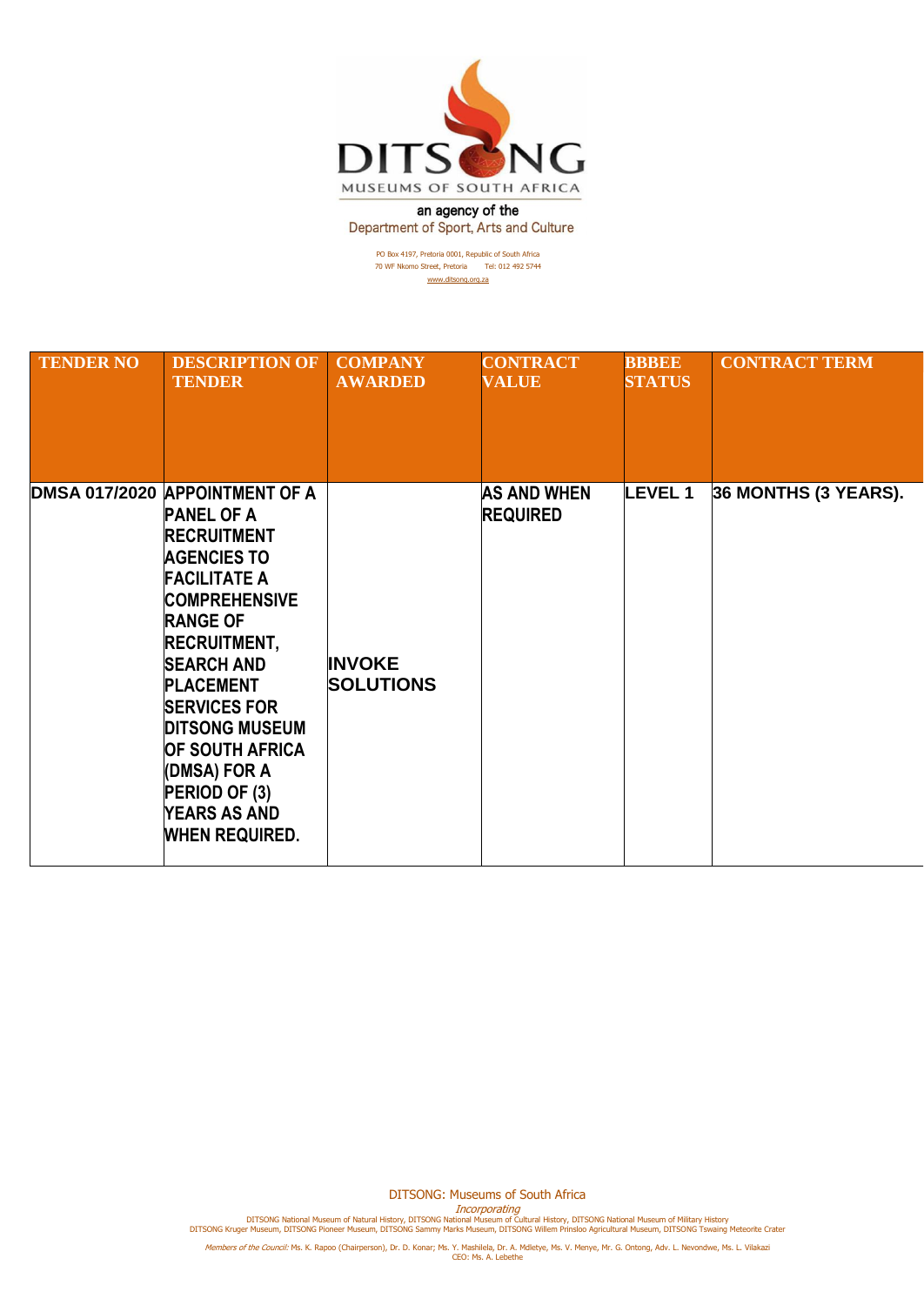# DITSONG

MUSEUMS OF SOUTH AFRICA

an agency of the
Department of Sport, Arts and Culture

PO Box 4197, Pretoria 0001, Republic of South Africa
70 WF Nkomo Street, Pretoria Tel: 012 492 5744
www.ditsong.org.za

| TENDER NO | DESCRIPTION OF TENDER | COMPANY AWARDED | CONTRACT VALUE | BBBEE STATUS | CONTRACT TERM |
|---|---|---|---|---|---|
| DMSA 017/2020 | APPOINTMENT OF A PANEL OF A RECRUITMENT AGENCIES TO FACILITATE A COMPREHENSIVE RANGE OF RECRUITMENT, SEARCH AND PLACEMENT SERVICES FOR DITSONG MUSEUM OF SOUTH AFRICA (DMSA) FOR A PERIOD OF (3) YEARS AS AND WHEN REQUIRED. | INVOKE SOLUTIONS | AS AND WHEN REQUIRED | LEVEL 1 | 36 MONTHS (3 YEARS). |

DITSONG: Museums of South Africa
*Incorporating*
DITSONG National Museum of Natural History, DITSONG National Museum of Cultural History, DITSONG National Museum of Military History
DITSONG Kruger Museum, DITSONG Pioneer Museum, DITSONG Sammy Marks Museum, DITSONG Willem Prinsloo Agricultural Museum, DITSONG Tswaing Meteorite Crater

*Members of the Council:* Ms. K. Rapoo (Chairperson), Dr. D. Konar; Ms. Y. Mashilela, Dr. A. Mdletye, Ms. V. Menye, Mr. G. Ontong, Adv. L. Nevondwe, Ms. L. Vilakazi
CEO: Ms. A. Lebethe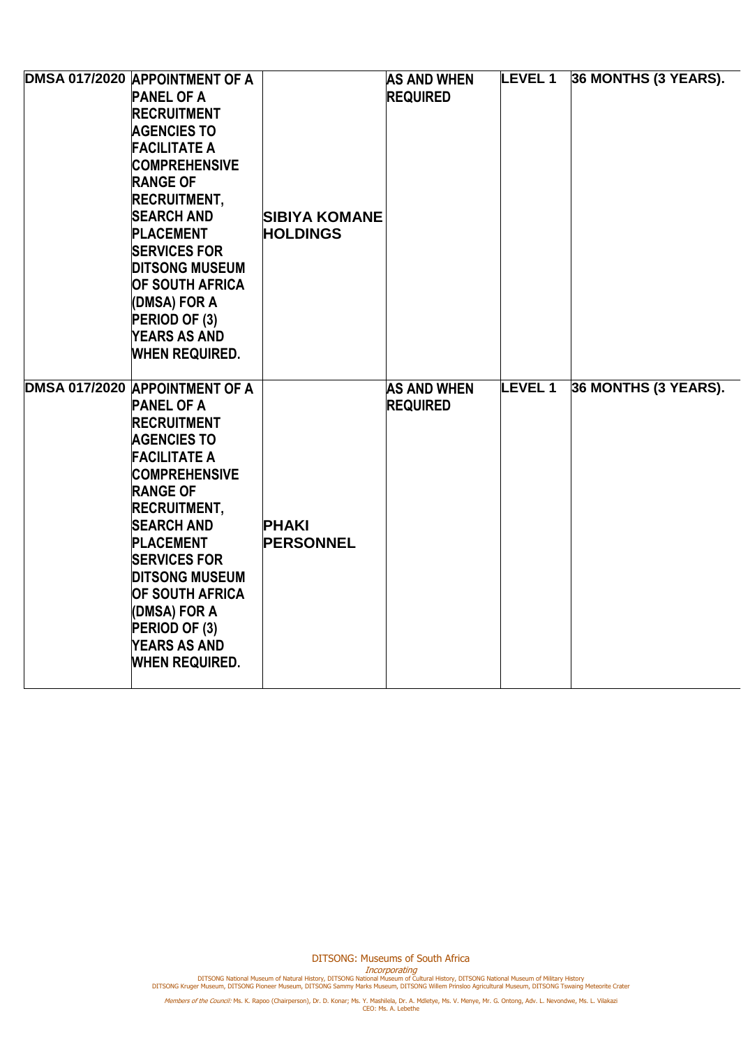| | | | | | |
|---|---|---|---|---|---|
| **DMSA 017/2020** | **APPOINTMENT OF A PANEL OF A RECRUITMENT AGENCIES TO FACILITATE A COMPREHENSIVE RANGE OF RECRUITMENT, SEARCH AND PLACEMENT SERVICES FOR DITSONG MUSEUM OF SOUTH AFRICA (DMSA) FOR A PERIOD OF (3) YEARS AS AND WHEN REQUIRED.** | **SIBIYA KOMANE HOLDINGS** | **AS AND WHEN REQUIRED** | **LEVEL 1** | **36 MONTHS (3 YEARS).** |
| **DMSA 017/2020** | **APPOINTMENT OF A PANEL OF A RECRUITMENT AGENCIES TO FACILITATE A COMPREHENSIVE RANGE OF RECRUITMENT, SEARCH AND PLACEMENT SERVICES FOR DITSONG MUSEUM OF SOUTH AFRICA (DMSA) FOR A PERIOD OF (3) YEARS AS AND WHEN REQUIRED.** | **PHAKI PERSONNEL** | **AS AND WHEN REQUIRED** | **LEVEL 1** | **36 MONTHS (3 YEARS).** |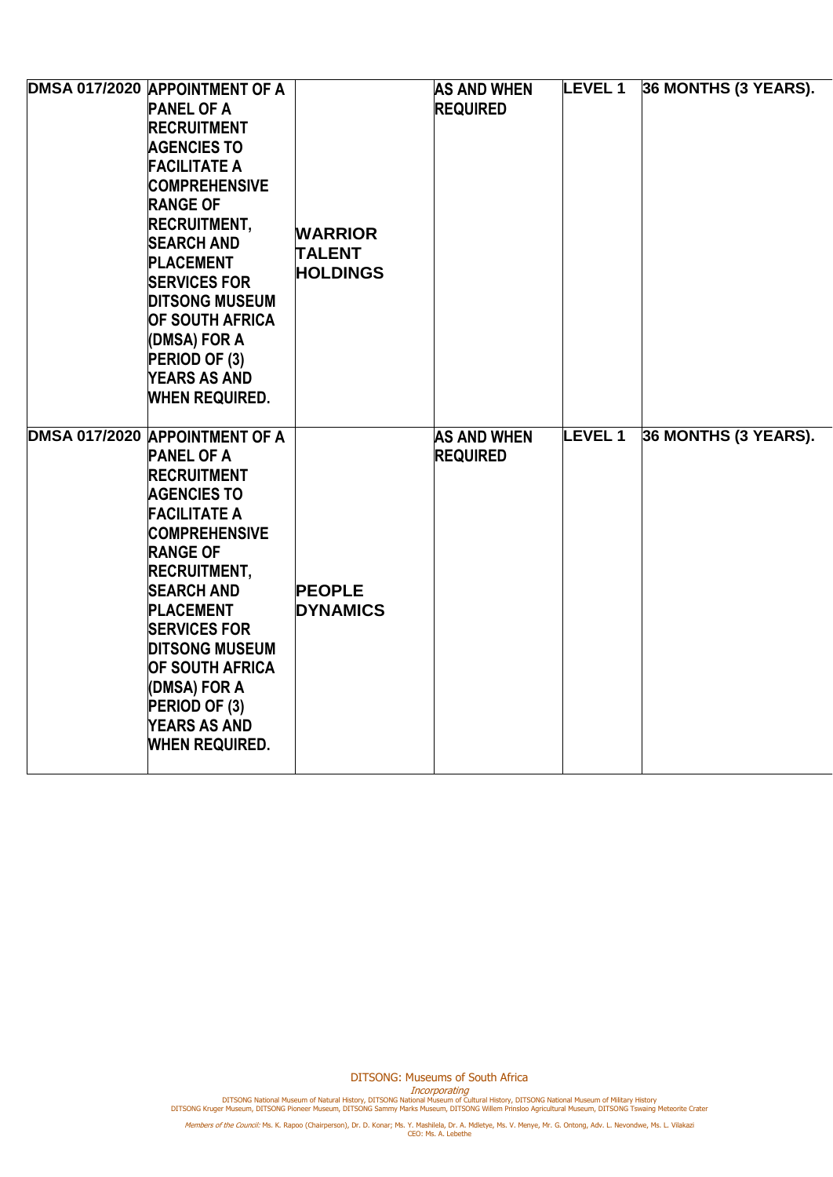| | | | | | |
|---|---|---|---|---|---|
| **DMSA 017/2020** | **APPOINTMENT OF A PANEL OF A RECRUITMENT AGENCIES TO FACILITATE A COMPREHENSIVE RANGE OF RECRUITMENT, SEARCH AND PLACEMENT SERVICES FOR DITSONG MUSEUM OF SOUTH AFRICA (DMSA) FOR A PERIOD OF (3) YEARS AS AND WHEN REQUIRED.** | **WARRIOR TALENT HOLDINGS** | **AS AND WHEN REQUIRED** | **LEVEL 1** | **36 MONTHS (3 YEARS).** |
| **DMSA 017/2020** | **APPOINTMENT OF A PANEL OF A RECRUITMENT AGENCIES TO FACILITATE A COMPREHENSIVE RANGE OF RECRUITMENT, SEARCH AND PLACEMENT SERVICES FOR DITSONG MUSEUM OF SOUTH AFRICA (DMSA) FOR A PERIOD OF (3) YEARS AS AND WHEN REQUIRED.** | **PEOPLE DYNAMICS** | **AS AND WHEN REQUIRED** | **LEVEL 1** | **36 MONTHS (3 YEARS).** |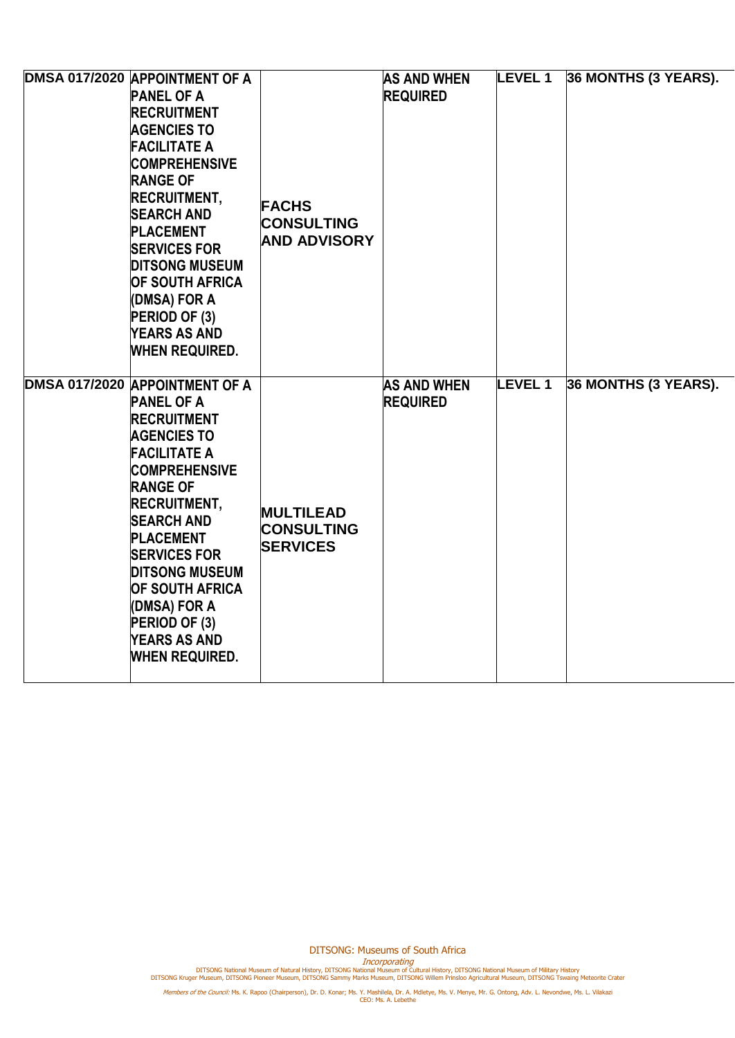| DMSA 017/2020 | APPOINTMENT OF A PANEL OF A RECRUITMENT AGENCIES TO FACILITATE A COMPREHENSIVE RANGE OF RECRUITMENT, SEARCH AND PLACEMENT SERVICES FOR DITSONG MUSEUM OF SOUTH AFRICA (DMSA) FOR A PERIOD OF (3) YEARS AS AND WHEN REQUIRED. | FACHS CONSULTING AND ADVISORY | AS AND WHEN REQUIRED | LEVEL 1 | 36 MONTHS (3 YEARS). |
|---|---|---|---|---|---|
| DMSA 017/2020 | APPOINTMENT OF A PANEL OF A RECRUITMENT AGENCIES TO FACILITATE A COMPREHENSIVE RANGE OF RECRUITMENT, SEARCH AND PLACEMENT SERVICES FOR DITSONG MUSEUM OF SOUTH AFRICA (DMSA) FOR A PERIOD OF (3) YEARS AS AND WHEN REQUIRED. | MULTILEAD CONSULTING SERVICES | AS AND WHEN REQUIRED | LEVEL 1 | 36 MONTHS (3 YEARS). |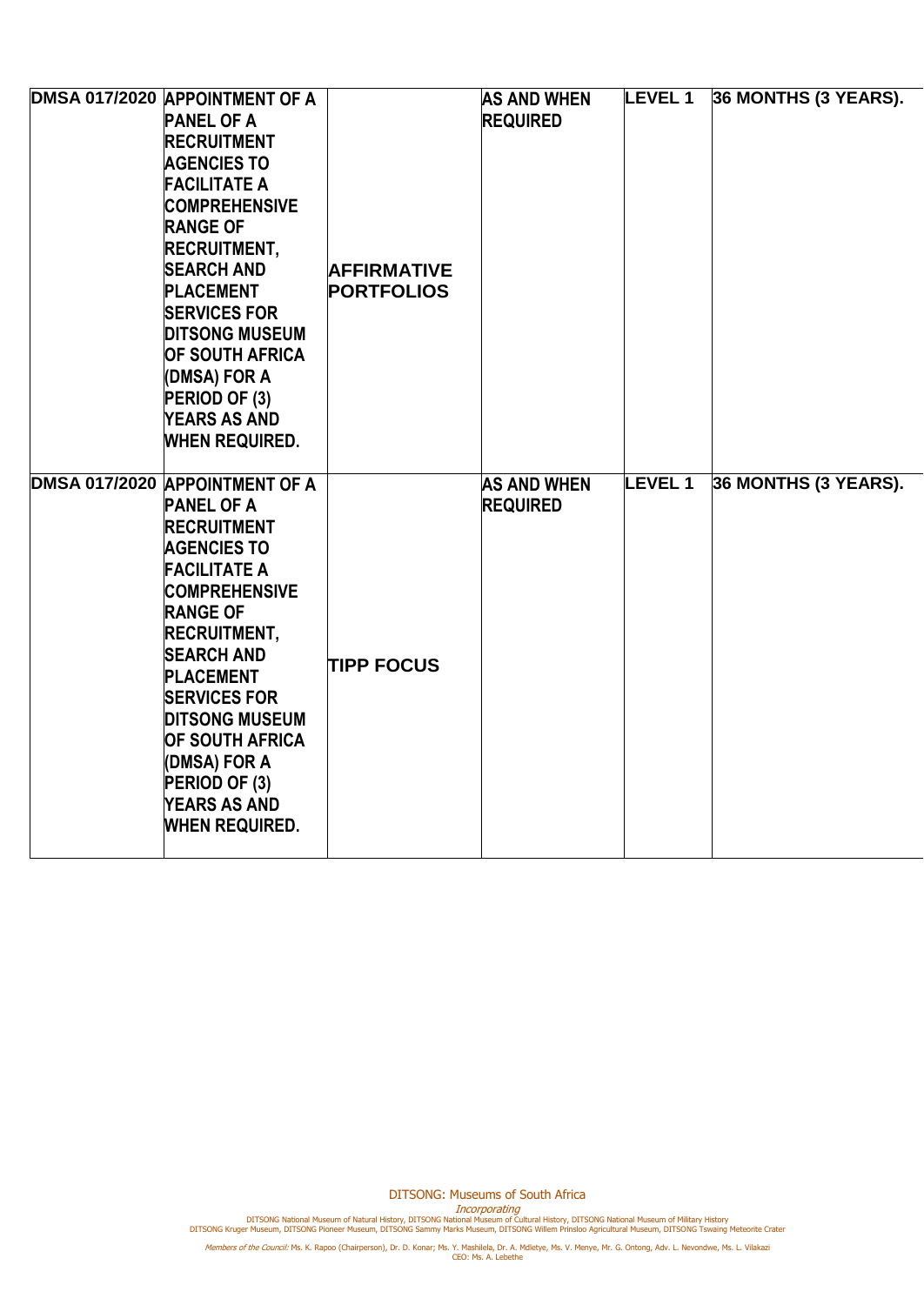| | | | | | |
|---|---|---|---|---|---|
| **DMSA 017/2020** | **APPOINTMENT OF A PANEL OF A RECRUITMENT AGENCIES TO FACILITATE A COMPREHENSIVE RANGE OF RECRUITMENT, SEARCH AND PLACEMENT SERVICES FOR DITSONG MUSEUM OF SOUTH AFRICA (DMSA) FOR A PERIOD OF (3) YEARS AS AND WHEN REQUIRED.** | **AFFIRMATIVE PORTFOLIOS** | **AS AND WHEN REQUIRED** | **LEVEL 1** | **36 MONTHS (3 YEARS).** |
| **DMSA 017/2020** | **APPOINTMENT OF A PANEL OF A RECRUITMENT AGENCIES TO FACILITATE A COMPREHENSIVE RANGE OF RECRUITMENT, SEARCH AND PLACEMENT SERVICES FOR DITSONG MUSEUM OF SOUTH AFRICA (DMSA) FOR A PERIOD OF (3) YEARS AS AND WHEN REQUIRED.** | **TIPP FOCUS** | **AS AND WHEN REQUIRED** | **LEVEL 1** | **36 MONTHS (3 YEARS).** |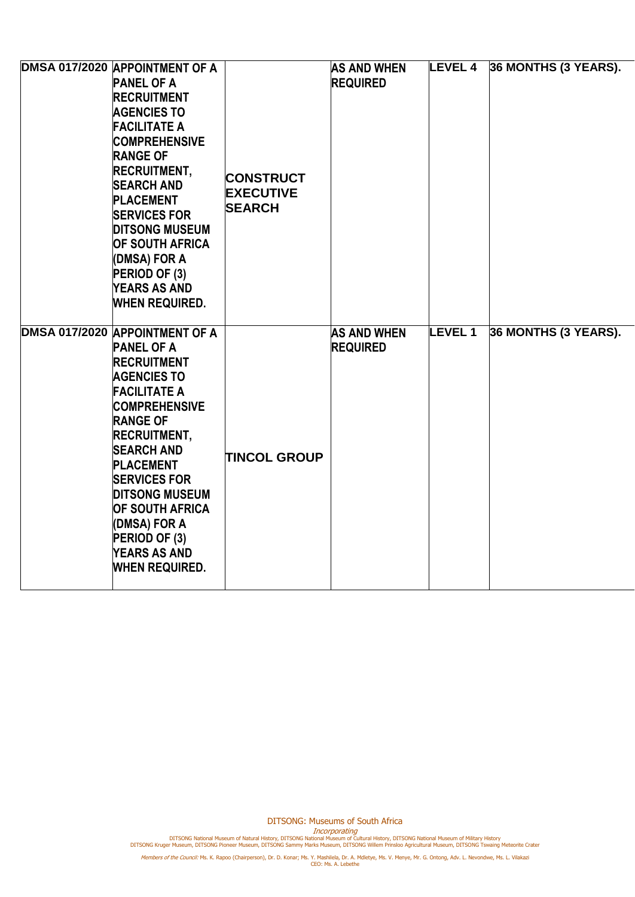| | | | | | |
|---|---|---|---|---|---|
| **DMSA 017/2020** | **APPOINTMENT OF A PANEL OF A RECRUITMENT AGENCIES TO FACILITATE A COMPREHENSIVE RANGE OF RECRUITMENT, SEARCH AND PLACEMENT SERVICES FOR DITSONG MUSEUM OF SOUTH AFRICA (DMSA) FOR A PERIOD OF (3) YEARS AS AND WHEN REQUIRED.** | **CONSTRUCT EXECUTIVE SEARCH** | **AS AND WHEN REQUIRED** | **LEVEL 4** | **36 MONTHS (3 YEARS).** |
| **DMSA 017/2020** | **APPOINTMENT OF A PANEL OF A RECRUITMENT AGENCIES TO FACILITATE A COMPREHENSIVE RANGE OF RECRUITMENT, SEARCH AND PLACEMENT SERVICES FOR DITSONG MUSEUM OF SOUTH AFRICA (DMSA) FOR A PERIOD OF (3) YEARS AS AND WHEN REQUIRED.** | **TINCOL GROUP** | **AS AND WHEN REQUIRED** | **LEVEL 1** | **36 MONTHS (3 YEARS).** |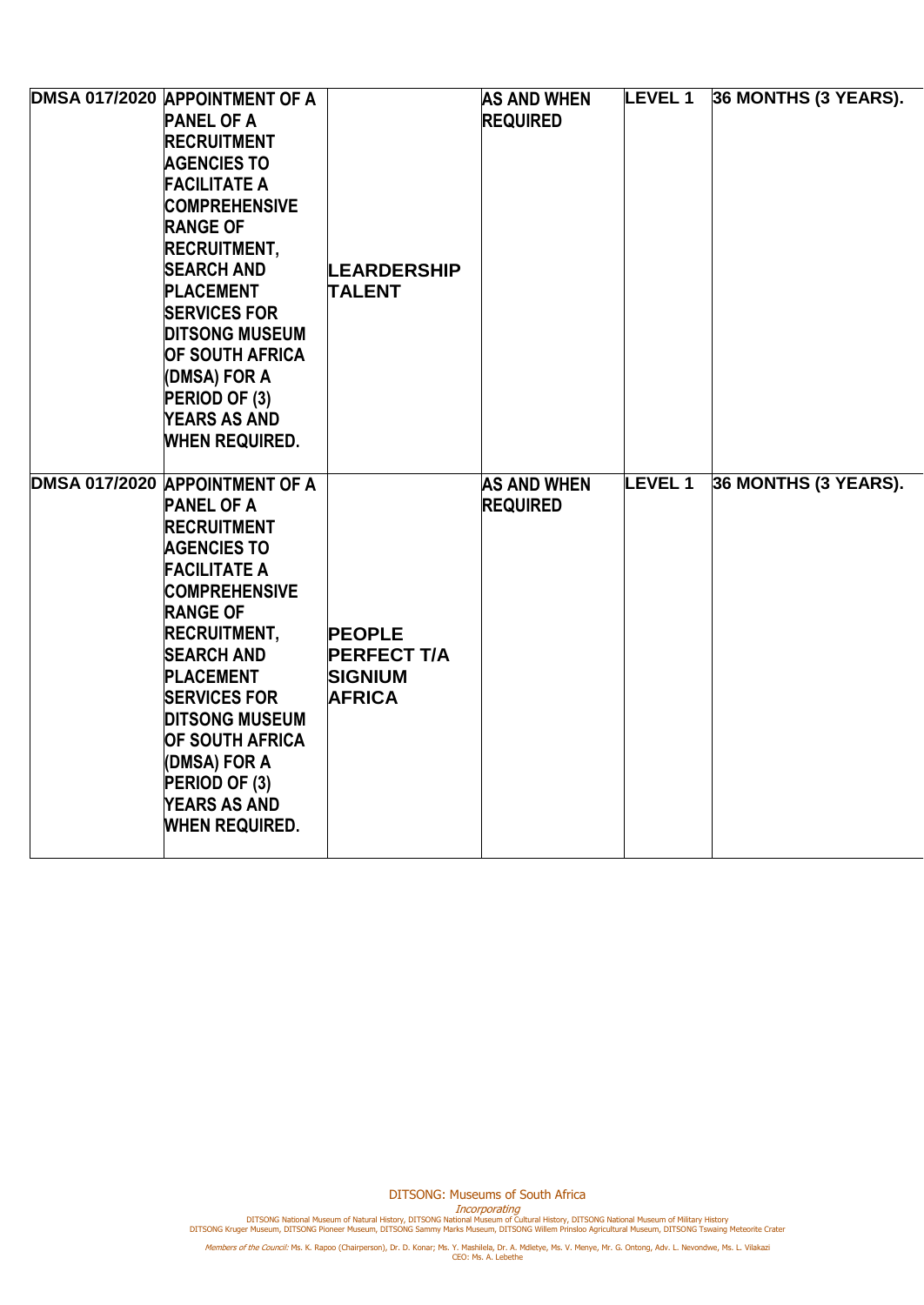| | | | | | |
|---|---|---|---|---|---|
| DMSA 017/2020 | APPOINTMENT OF A PANEL OF A RECRUITMENT AGENCIES TO FACILITATE A COMPREHENSIVE RANGE OF RECRUITMENT, SEARCH AND PLACEMENT SERVICES FOR DITSONG MUSEUM OF SOUTH AFRICA (DMSA) FOR A PERIOD OF (3) YEARS AS AND WHEN REQUIRED. | LEARDERSHIP TALENT | AS AND WHEN REQUIRED | LEVEL 1 | 36 MONTHS (3 YEARS). |
| DMSA 017/2020 | APPOINTMENT OF A PANEL OF A RECRUITMENT AGENCIES TO FACILITATE A COMPREHENSIVE RANGE OF RECRUITMENT, SEARCH AND PLACEMENT SERVICES FOR DITSONG MUSEUM OF SOUTH AFRICA (DMSA) FOR A PERIOD OF (3) YEARS AS AND WHEN REQUIRED. | PEOPLE PERFECT T/A SIGNIUM AFRICA | AS AND WHEN REQUIRED | LEVEL 1 | 36 MONTHS (3 YEARS). |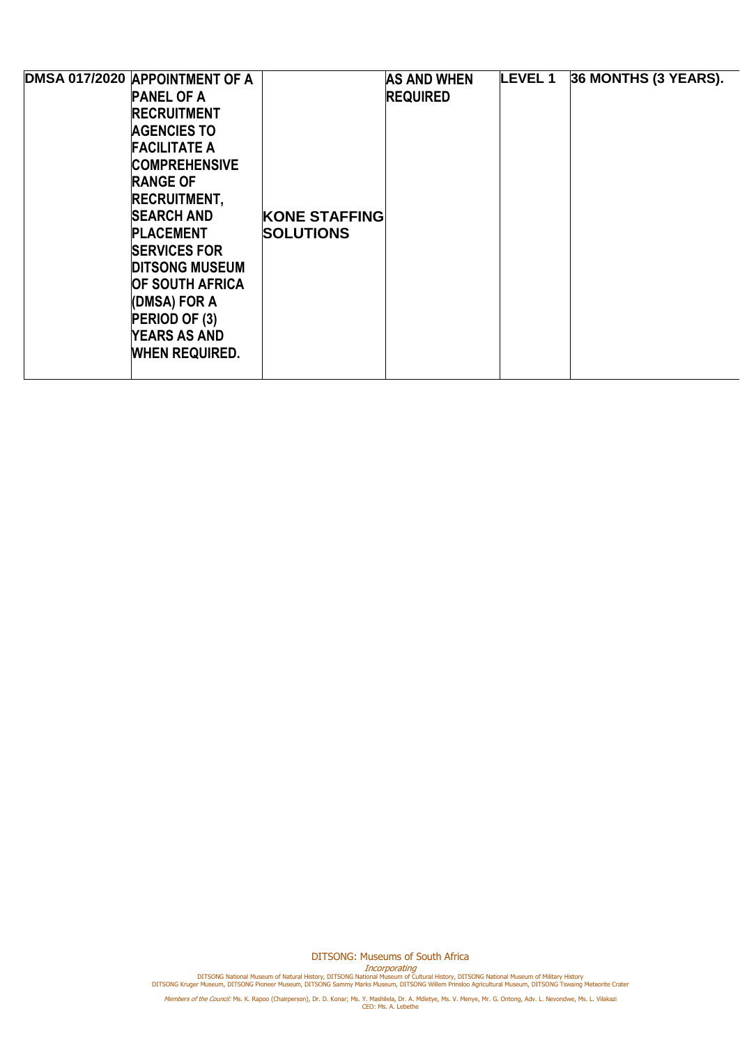| | | | | | |
|---|---|---|---|---|---|
| DMSA 017/2020 | APPOINTMENT OF A PANEL OF A RECRUITMENT AGENCIES TO FACILITATE A COMPREHENSIVE RANGE OF RECRUITMENT, SEARCH AND PLACEMENT SERVICES FOR DITSONG MUSEUM OF SOUTH AFRICA (DMSA) FOR A PERIOD OF (3) YEARS AS AND WHEN REQUIRED. | KONE STAFFING SOLUTIONS | AS AND WHEN REQUIRED | LEVEL 1 | 36 MONTHS (3 YEARS). |

DITSONG: Museums of South Africa

*Incorporating*

DITSONG National Museum of Natural History, DITSONG National Museum of Cultural History, DITSONG National Museum of Military History
DITSONG Kruger Museum, DITSONG Pioneer Museum, DITSONG Sammy Marks Museum, DITSONG Willem Prinsloo Agricultural Museum, DITSONG Tswaing Meteorite Crater

*Members of the Council:* Ms. K. Rapoo (Chairperson), Dr. D. Konar; Ms. Y. Mashilela, Dr. A. Mdletye, Ms. V. Menye, Mr. G. Ontong, Adv. L. Nevondwe, Ms. L. Vilakazi
CEO: Ms. A. Lebethe